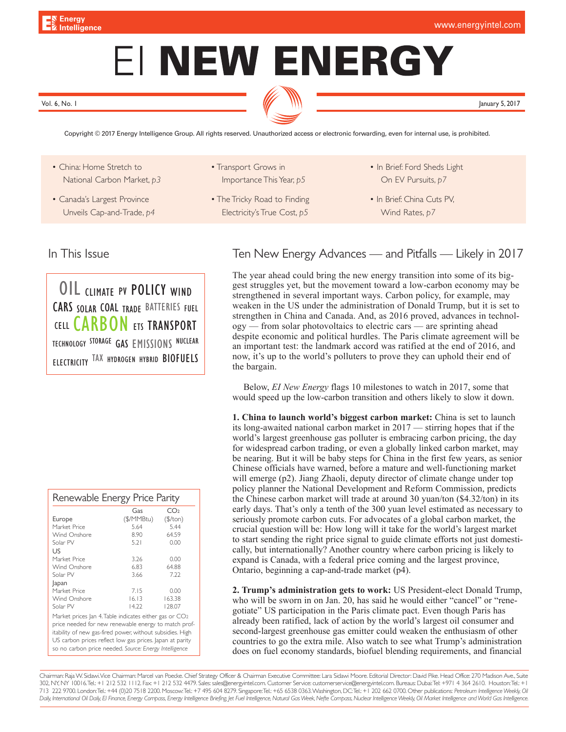# EI NEW ENERGY

Vol. 6, No. 1 — January 5, 2017

Copyright © 2017 Energy Intelligence Group. All rights reserved. Unauthorized access or electronic forwarding, even for internal use, is prohibited.

- China: Home Stretch to National Carbon Market, *p3*
- Canada's Largest Province Unveils Cap-and-Trade, *p4*
- Transport Grows in Importance This Year, *p5*
- The Tricky Road to Finding Electricity's True Cost, *p5*
- In Brief: Ford Sheds Light On EV Pursuits, *p7*
- In Brief: China Cuts PV, Wind Rates, *p7*

## In This Issue

OIL CLIMATE PV POLICY WIND CARS SOLAR COAL TRADE BATTERIES FUEL CELL CARBON ETS TRANSPORT TECHNOLOGY STORAGE GAS EMISSIONS NUCLEAR ELECTRICITY TAX HYDROGEN HYBRID BIOFUELS

### Renewable Energy Price Parity

| | Gas ($/MMBtu) | $CO_2$ ($/ton) |
|---|---|---|
| **Europe** | | |
| Market Price | 5.64 | 5.44 |
| Wind Onshore | 8.90 | 64.59 |
| Solar PV | 5.21 | 0.00 |
| **US** | | |
| Market Price | 3.26 | 0.00 |
| Wind Onshore | 6.83 | 64.88 |
| Solar PV | 3.66 | 7.22 |
| **Japan** | | |
| Market Price | 7.15 | 0.00 |
| Wind Onshore | 16.13 | 163.38 |
| Solar PV | 14.22 | 128.07 |

Market prices Jan 4. Table indicates either gas or $CO_2$ price needed for new renewable energy to match profitability of new gas-fired power, without subsidies. High US carbon prices reflect low gas prices. Japan at parity so no carbon price needed. *Source: Energy Intelligence*

## Ten New Energy Advances — and Pitfalls — Likely in 2017

The year ahead could bring the new energy transition into some of its biggest struggles yet, but the movement toward a low-carbon economy may be strengthened in several important ways. Carbon policy, for example, may weaken in the US under the administration of Donald Trump, but it is set to strengthen in China and Canada. And, as 2016 proved, advances in technology — from solar photovoltaics to electric cars — are sprinting ahead despite economic and political hurdles. The Paris climate agreement will be an important test: the landmark accord was ratified at the end of 2016, and now, it's up to the world's polluters to prove they can uphold their end of the bargain.

Below, *EI New Energy* flags 10 milestones to watch in 2017, some that would speed up the low-carbon transition and others likely to slow it down.

**1. China to launch world's biggest carbon market:** China is set to launch its long-awaited national carbon market in 2017 — stirring hopes that if the world's largest greenhouse gas polluter is embracing carbon pricing, the day for widespread carbon trading, or even a globally linked carbon market, may be nearing. But it will be baby steps for China in the first few years, as senior Chinese officials have warned, before a mature and well-functioning market will emerge (p2). Jiang Zhaoli, deputy director of climate change under top policy planner the National Development and Reform Commission, predicts the Chinese carbon market will trade at around 30 yuan/ton ($4.32/ton) in its early days. That's only a tenth of the 300 yuan level estimated as necessary to seriously promote carbon cuts. For advocates of a global carbon market, the crucial question will be: How long will it take for the world's largest market to start sending the right price signal to guide climate efforts not just domestically, but internationally? Another country where carbon pricing is likely to expand is Canada, with a federal price coming and the largest province, Ontario, beginning a cap-and-trade market (p4).

**2. Trump's administration gets to work:** US President-elect Donald Trump, who will be sworn in on Jan. 20, has said he would either "cancel" or "renegotiate" US participation in the Paris climate pact. Even though Paris has already been ratified, lack of action by the world's largest oil consumer and second-largest greenhouse gas emitter could weaken the enthusiasm of other countries to go the extra mile. Also watch to see what Trump's administration does on fuel economy standards, biofuel blending requirements, and financial

Chairman: Raja W. Sidawi. Vice Chairman: Marcel van Poecke. Chief Strategy Officer & Chairman Executive Committee: Lara Sidawi Moore. Editorial Director: David Pike. Head Office: 270 Madison Ave., Suite 302, NY, NY 10016. Tel.: +1 212 532 1112. Fax +1 212 532 4479. Sales: sales@energyintel.com. Customer Service: customerservice@energyintel.com. Bureaus: Dubai: Tel: +971 4 364 2610. Houston: Tel.: +1 713 222 9700. London: Tel.: +44 (0)20 7518 2200. Moscow: Tel.: +7 495 604 8279. Singapore: Tel.: +65 6538 0363. Washington, DC: Tel.: +1 202 662 0700. Other publications: *Petroleum Intelligence Weekly, Oil Daily, International Oil Daily, EI Finance, Energy Compass, Energy Intelligence Briefing, Jet Fuel Intelligence, Natural Gas Week, Nefte Compass, Nuclear Intelligence Weekly, Oil Market Intelligence and World Gas Intelligence.*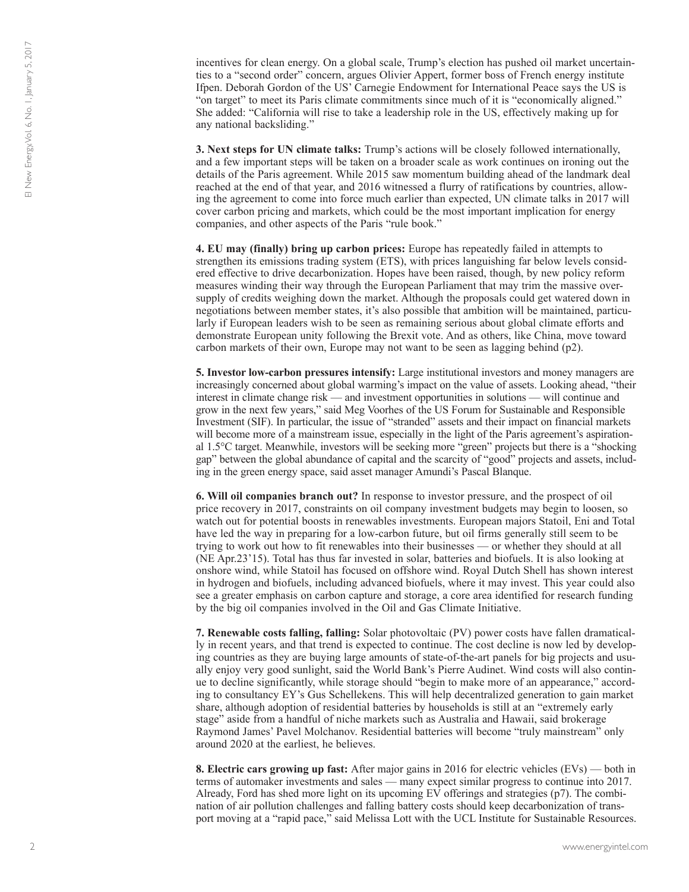incentives for clean energy. On a global scale, Trump's election has pushed oil market uncertainties to a "second order" concern, argues Olivier Appert, former boss of French energy institute Ifpen. Deborah Gordon of the US' Carnegie Endowment for International Peace says the US is "on target" to meet its Paris climate commitments since much of it is "economically aligned." She added: "California will rise to take a leadership role in the US, effectively making up for any national backsliding."

**3. Next steps for UN climate talks:** Trump's actions will be closely followed internationally, and a few important steps will be taken on a broader scale as work continues on ironing out the details of the Paris agreement. While 2015 saw momentum building ahead of the landmark deal reached at the end of that year, and 2016 witnessed a flurry of ratifications by countries, allowing the agreement to come into force much earlier than expected, UN climate talks in 2017 will cover carbon pricing and markets, which could be the most important implication for energy companies, and other aspects of the Paris "rule book."

**4. EU may (finally) bring up carbon prices:** Europe has repeatedly failed in attempts to strengthen its emissions trading system (ETS), with prices languishing far below levels considered effective to drive decarbonization. Hopes have been raised, though, by new policy reform measures winding their way through the European Parliament that may trim the massive oversupply of credits weighing down the market. Although the proposals could get watered down in negotiations between member states, it's also possible that ambition will be maintained, particularly if European leaders wish to be seen as remaining serious about global climate efforts and demonstrate European unity following the Brexit vote. And as others, like China, move toward carbon markets of their own, Europe may not want to be seen as lagging behind (p2).

**5. Investor low-carbon pressures intensify:** Large institutional investors and money managers are increasingly concerned about global warming's impact on the value of assets. Looking ahead, "their interest in climate change risk — and investment opportunities in solutions — will continue and grow in the next few years," said Meg Voorhes of the US Forum for Sustainable and Responsible Investment (SIF). In particular, the issue of "stranded" assets and their impact on financial markets will become more of a mainstream issue, especially in the light of the Paris agreement's aspirational 1.5°C target. Meanwhile, investors will be seeking more "green" projects but there is a "shocking gap" between the global abundance of capital and the scarcity of "good" projects and assets, including in the green energy space, said asset manager Amundi's Pascal Blanque.

**6. Will oil companies branch out?** In response to investor pressure, and the prospect of oil price recovery in 2017, constraints on oil company investment budgets may begin to loosen, so watch out for potential boosts in renewables investments. European majors Statoil, Eni and Total have led the way in preparing for a low-carbon future, but oil firms generally still seem to be trying to work out how to fit renewables into their businesses — or whether they should at all (NE Apr.23'15). Total has thus far invested in solar, batteries and biofuels. It is also looking at onshore wind, while Statoil has focused on offshore wind. Royal Dutch Shell has shown interest in hydrogen and biofuels, including advanced biofuels, where it may invest. This year could also see a greater emphasis on carbon capture and storage, a core area identified for research funding by the big oil companies involved in the Oil and Gas Climate Initiative.

**7. Renewable costs falling, falling:** Solar photovoltaic (PV) power costs have fallen dramatically in recent years, and that trend is expected to continue. The cost decline is now led by developing countries as they are buying large amounts of state-of-the-art panels for big projects and usually enjoy very good sunlight, said the World Bank's Pierre Audinet. Wind costs will also continue to decline significantly, while storage should "begin to make more of an appearance," according to consultancy EY's Gus Schellekens. This will help decentralized generation to gain market share, although adoption of residential batteries by households is still at an "extremely early stage" aside from a handful of niche markets such as Australia and Hawaii, said brokerage Raymond James' Pavel Molchanov. Residential batteries will become "truly mainstream" only around 2020 at the earliest, he believes.

**8. Electric cars growing up fast:** After major gains in 2016 for electric vehicles (EVs) — both in terms of automaker investments and sales — many expect similar progress to continue into 2017. Already, Ford has shed more light on its upcoming EV offerings and strategies (p7). The combination of air pollution challenges and falling battery costs should keep decarbonization of transport moving at a "rapid pace," said Melissa Lott with the UCL Institute for Sustainable Resources.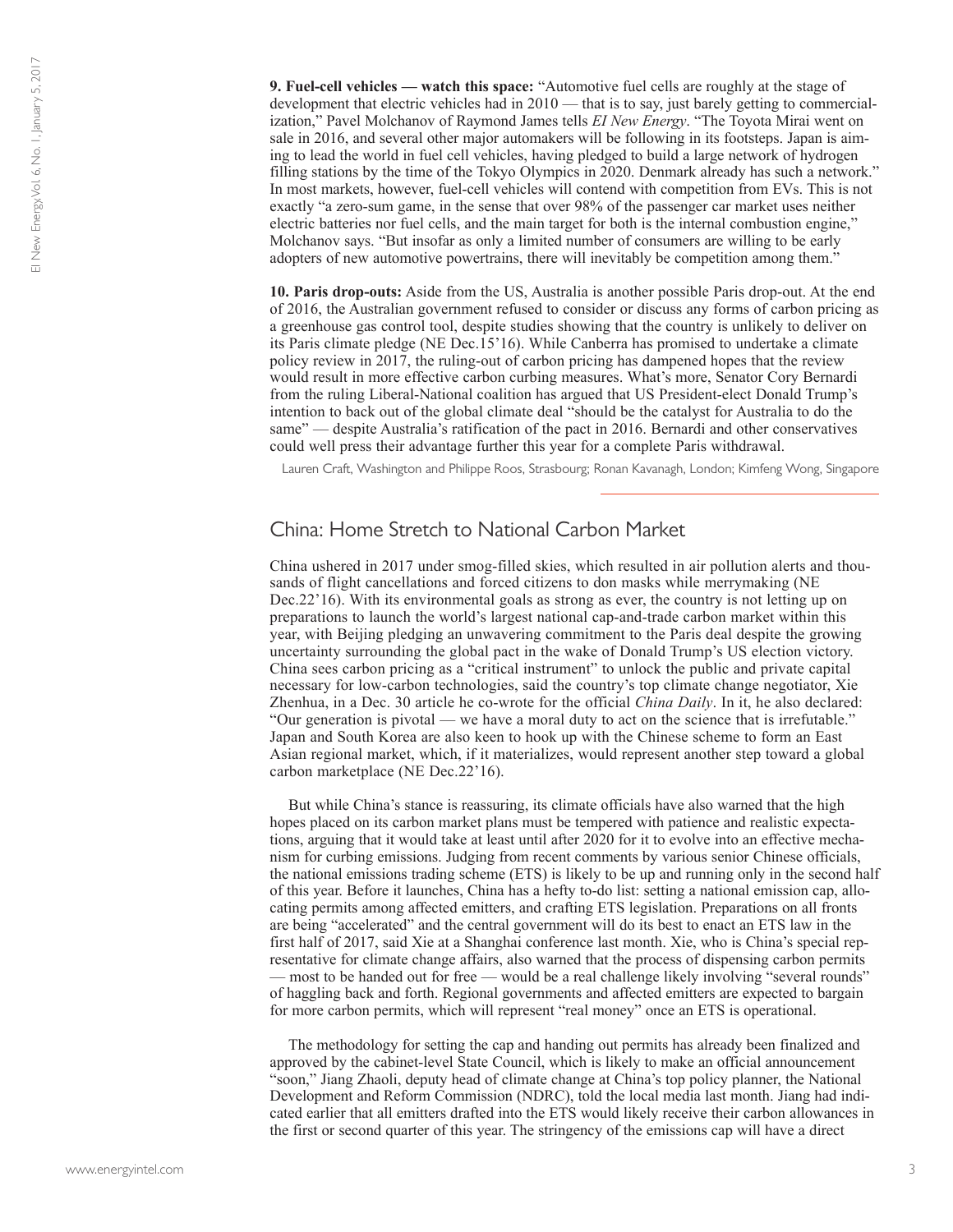**9. Fuel-cell vehicles — watch this space:** "Automotive fuel cells are roughly at the stage of development that electric vehicles had in 2010 — that is to say, just barely getting to commercialization," Pavel Molchanov of Raymond James tells *EI New Energy*. "The Toyota Mirai went on sale in 2016, and several other major automakers will be following in its footsteps. Japan is aiming to lead the world in fuel cell vehicles, having pledged to build a large network of hydrogen filling stations by the time of the Tokyo Olympics in 2020. Denmark already has such a network." In most markets, however, fuel-cell vehicles will contend with competition from EVs. This is not exactly "a zero-sum game, in the sense that over 98% of the passenger car market uses neither electric batteries nor fuel cells, and the main target for both is the internal combustion engine," Molchanov says. "But insofar as only a limited number of consumers are willing to be early adopters of new automotive powertrains, there will inevitably be competition among them."

**10. Paris drop-outs:** Aside from the US, Australia is another possible Paris drop-out. At the end of 2016, the Australian government refused to consider or discuss any forms of carbon pricing as a greenhouse gas control tool, despite studies showing that the country is unlikely to deliver on its Paris climate pledge (NE Dec.15'16). While Canberra has promised to undertake a climate policy review in 2017, the ruling-out of carbon pricing has dampened hopes that the review would result in more effective carbon curbing measures. What's more, Senator Cory Bernardi from the ruling Liberal-National coalition has argued that US President-elect Donald Trump's intention to back out of the global climate deal "should be the catalyst for Australia to do the same" — despite Australia's ratification of the pact in 2016. Bernardi and other conservatives could well press their advantage further this year for a complete Paris withdrawal.

Lauren Craft, Washington and Philippe Roos, Strasbourg; Ronan Kavanagh, London; Kimfeng Wong, Singapore

## China: Home Stretch to National Carbon Market

China ushered in 2017 under smog-filled skies, which resulted in air pollution alerts and thousands of flight cancellations and forced citizens to don masks while merrymaking (NE Dec.22'16). With its environmental goals as strong as ever, the country is not letting up on preparations to launch the world's largest national cap-and-trade carbon market within this year, with Beijing pledging an unwavering commitment to the Paris deal despite the growing uncertainty surrounding the global pact in the wake of Donald Trump's US election victory. China sees carbon pricing as a "critical instrument" to unlock the public and private capital necessary for low-carbon technologies, said the country's top climate change negotiator, Xie Zhenhua, in a Dec. 30 article he co-wrote for the official *China Daily*. In it, he also declared: "Our generation is pivotal — we have a moral duty to act on the science that is irrefutable." Japan and South Korea are also keen to hook up with the Chinese scheme to form an East Asian regional market, which, if it materializes, would represent another step toward a global carbon marketplace (NE Dec.22'16).

But while China's stance is reassuring, its climate officials have also warned that the high hopes placed on its carbon market plans must be tempered with patience and realistic expectations, arguing that it would take at least until after 2020 for it to evolve into an effective mechanism for curbing emissions. Judging from recent comments by various senior Chinese officials, the national emissions trading scheme (ETS) is likely to be up and running only in the second half of this year. Before it launches, China has a hefty to-do list: setting a national emission cap, allocating permits among affected emitters, and crafting ETS legislation. Preparations on all fronts are being "accelerated" and the central government will do its best to enact an ETS law in the first half of 2017, said Xie at a Shanghai conference last month. Xie, who is China's special representative for climate change affairs, also warned that the process of dispensing carbon permits — most to be handed out for free — would be a real challenge likely involving "several rounds" of haggling back and forth. Regional governments and affected emitters are expected to bargain for more carbon permits, which will represent "real money" once an ETS is operational.

The methodology for setting the cap and handing out permits has already been finalized and approved by the cabinet-level State Council, which is likely to make an official announcement "soon," Jiang Zhaoli, deputy head of climate change at China's top policy planner, the National Development and Reform Commission (NDRC), told the local media last month. Jiang had indicated earlier that all emitters drafted into the ETS would likely receive their carbon allowances in the first or second quarter of this year. The stringency of the emissions cap will have a direct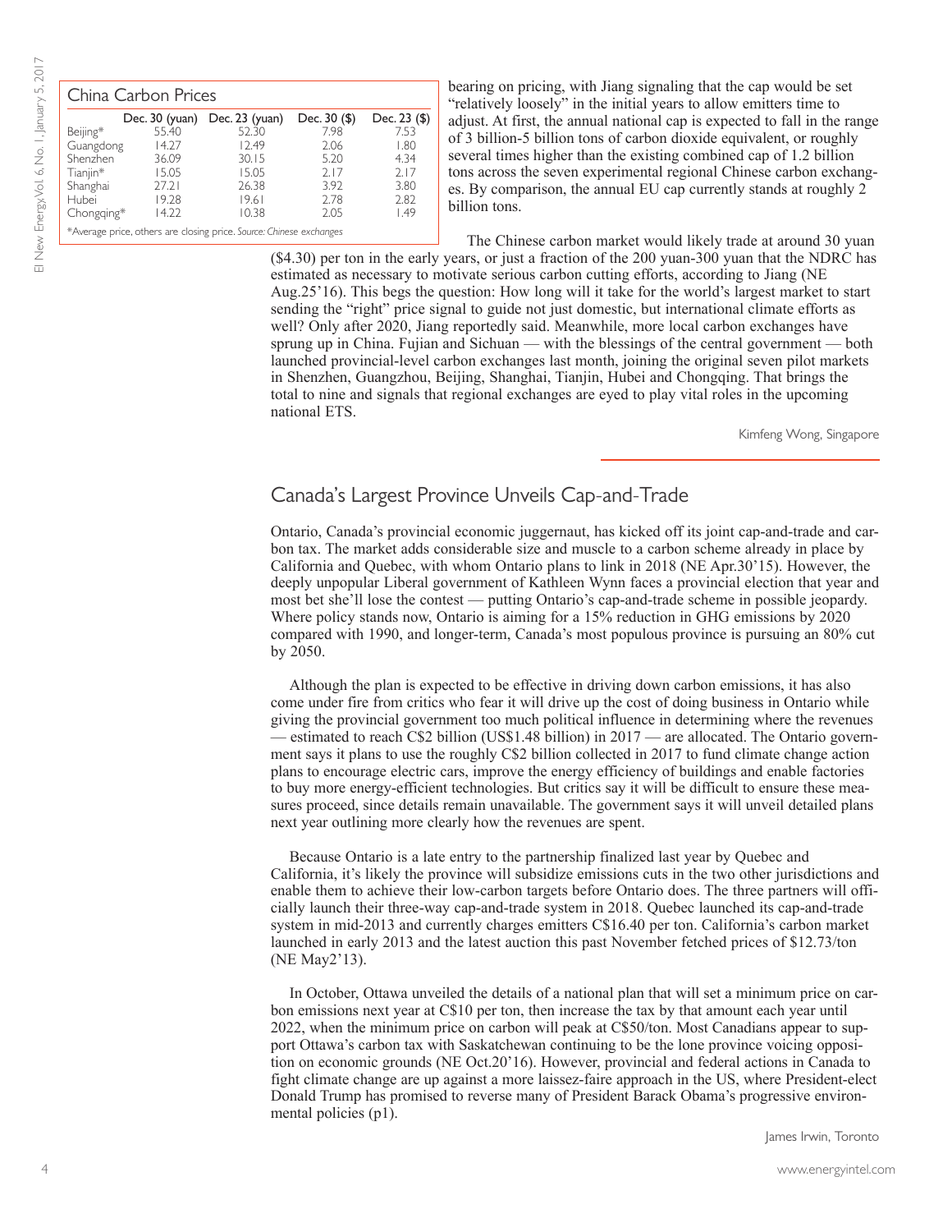## China Carbon Prices

| | Dec. 30 (yuan) | Dec. 23 (yuan) | Dec. 30 ($) | Dec. 23 ($) |
|---|---|---|---|---|
| Beijing* | 55.40 | 52.30 | 7.98 | 7.53 |
| Guangdong | 14.27 | 12.49 | 2.06 | 1.80 |
| Shenzhen | 36.09 | 30.15 | 5.20 | 4.34 |
| Tianjin* | 15.05 | 15.05 | 2.17 | 2.17 |
| Shanghai | 27.21 | 26.38 | 3.92 | 3.80 |
| Hubei | 19.28 | 19.61 | 2.78 | 2.82 |
| Chongqing* | 14.22 | 10.38 | 2.05 | 1.49 |

*Average price, others are closing price. *Source: Chinese exchanges*

bearing on pricing, with Jiang signaling that the cap would be set "relatively loosely" in the initial years to allow emitters time to adjust. At first, the annual national cap is expected to fall in the range of 3 billion-5 billion tons of carbon dioxide equivalent, or roughly several times higher than the existing combined cap of 1.2 billion tons across the seven experimental regional Chinese carbon exchanges. By comparison, the annual EU cap currently stands at roughly 2 billion tons.

The Chinese carbon market would likely trade at around 30 yuan ($4.30) per ton in the early years, or just a fraction of the 200 yuan-300 yuan that the NDRC has estimated as necessary to motivate serious carbon cutting efforts, according to Jiang (NE Aug.25'16). This begs the question: How long will it take for the world's largest market to start sending the "right" price signal to guide not just domestic, but international climate efforts as well? Only after 2020, Jiang reportedly said. Meanwhile, more local carbon exchanges have sprung up in China. Fujian and Sichuan — with the blessings of the central government — both launched provincial-level carbon exchanges last month, joining the original seven pilot markets in Shenzhen, Guangzhou, Beijing, Shanghai, Tianjin, Hubei and Chongqing. That brings the total to nine and signals that regional exchanges are eyed to play vital roles in the upcoming national ETS.

Kimfeng Wong, Singapore

## Canada's Largest Province Unveils Cap-and-Trade

Ontario, Canada's provincial economic juggernaut, has kicked off its joint cap-and-trade and carbon tax. The market adds considerable size and muscle to a carbon scheme already in place by California and Quebec, with whom Ontario plans to link in 2018 (NE Apr.30'15). However, the deeply unpopular Liberal government of Kathleen Wynn faces a provincial election that year and most bet she'll lose the contest — putting Ontario's cap-and-trade scheme in possible jeopardy. Where policy stands now, Ontario is aiming for a 15% reduction in GHG emissions by 2020 compared with 1990, and longer-term, Canada's most populous province is pursuing an 80% cut by 2050.

Although the plan is expected to be effective in driving down carbon emissions, it has also come under fire from critics who fear it will drive up the cost of doing business in Ontario while giving the provincial government too much political influence in determining where the revenues — estimated to reach C$2 billion (US$1.48 billion) in 2017 — are allocated. The Ontario government says it plans to use the roughly C$2 billion collected in 2017 to fund climate change action plans to encourage electric cars, improve the energy efficiency of buildings and enable factories to buy more energy-efficient technologies. But critics say it will be difficult to ensure these measures proceed, since details remain unavailable. The government says it will unveil detailed plans next year outlining more clearly how the revenues are spent.

Because Ontario is a late entry to the partnership finalized last year by Quebec and California, it's likely the province will subsidize emissions cuts in the two other jurisdictions and enable them to achieve their low-carbon targets before Ontario does. The three partners will officially launch their three-way cap-and-trade system in 2018. Quebec launched its cap-and-trade system in mid-2013 and currently charges emitters C$16.40 per ton. California's carbon market launched in early 2013 and the latest auction this past November fetched prices of $12.73/ton (NE May2'13).

In October, Ottawa unveiled the details of a national plan that will set a minimum price on carbon emissions next year at C$10 per ton, then increase the tax by that amount each year until 2022, when the minimum price on carbon will peak at C$50/ton. Most Canadians appear to support Ottawa's carbon tax with Saskatchewan continuing to be the lone province voicing opposition on economic grounds (NE Oct.20'16). However, provincial and federal actions in Canada to fight climate change are up against a more laissez-faire approach in the US, where President-elect Donald Trump has promised to reverse many of President Barack Obama's progressive environmental policies (p1).

James Irwin, Toronto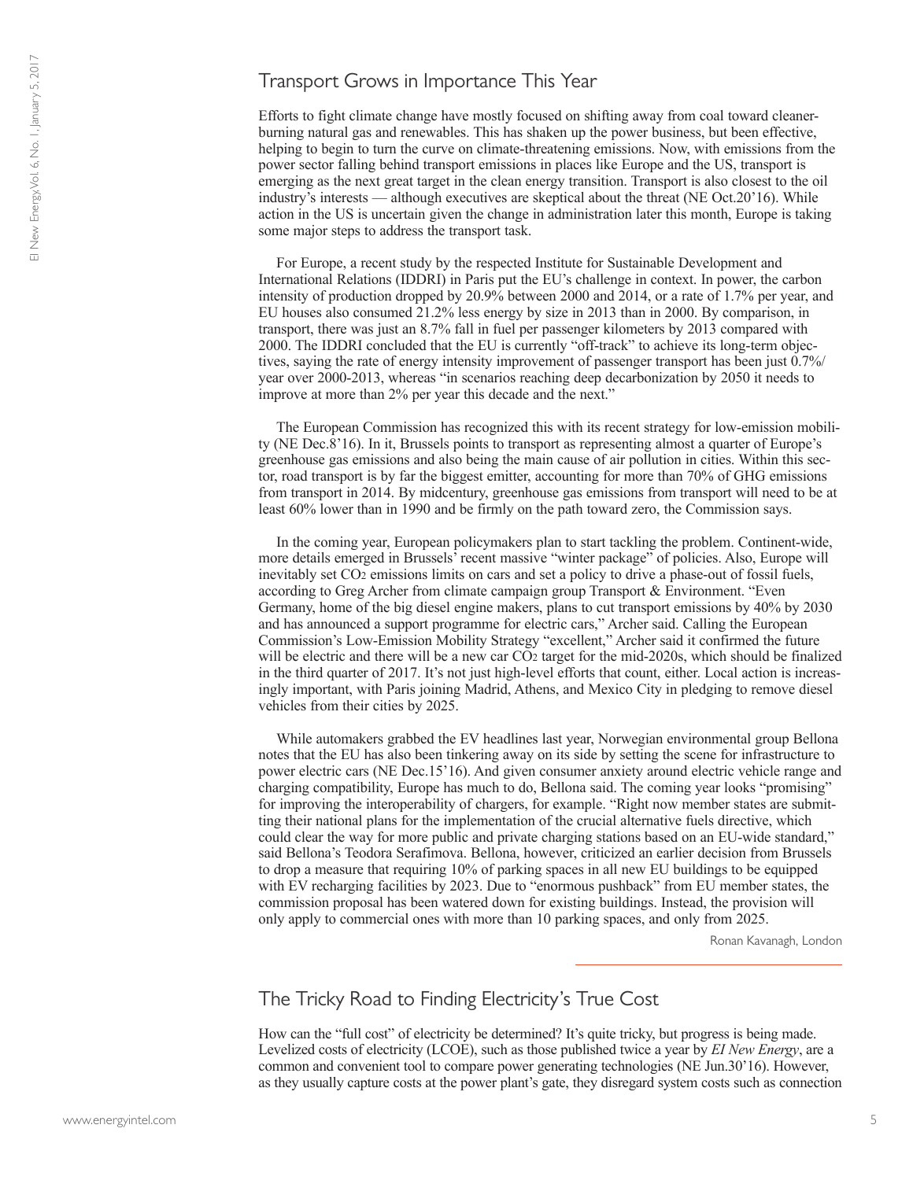## Transport Grows in Importance This Year

Efforts to fight climate change have mostly focused on shifting away from coal toward cleaner-burning natural gas and renewables. This has shaken up the power business, but been effective, helping to begin to turn the curve on climate-threatening emissions. Now, with emissions from the power sector falling behind transport emissions in places like Europe and the US, transport is emerging as the next great target in the clean energy transition. Transport is also closest to the oil industry's interests — although executives are skeptical about the threat (NE Oct.20'16). While action in the US is uncertain given the change in administration later this month, Europe is taking some major steps to address the transport task.

For Europe, a recent study by the respected Institute for Sustainable Development and International Relations (IDDRI) in Paris put the EU's challenge in context. In power, the carbon intensity of production dropped by 20.9% between 2000 and 2014, or a rate of 1.7% per year, and EU houses also consumed 21.2% less energy by size in 2013 than in 2000. By comparison, in transport, there was just an 8.7% fall in fuel per passenger kilometers by 2013 compared with 2000. The IDDRI concluded that the EU is currently "off-track" to achieve its long-term objectives, saying the rate of energy intensity improvement of passenger transport has been just 0.7%/year over 2000-2013, whereas "in scenarios reaching deep decarbonization by 2050 it needs to improve at more than 2% per year this decade and the next."

The European Commission has recognized this with its recent strategy for low-emission mobility (NE Dec.8'16). In it, Brussels points to transport as representing almost a quarter of Europe's greenhouse gas emissions and also being the main cause of air pollution in cities. Within this sector, road transport is by far the biggest emitter, accounting for more than 70% of GHG emissions from transport in 2014. By midcentury, greenhouse gas emissions from transport will need to be at least 60% lower than in 1990 and be firmly on the path toward zero, the Commission says.

In the coming year, European policymakers plan to start tackling the problem. Continent-wide, more details emerged in Brussels' recent massive "winter package" of policies. Also, Europe will inevitably set $CO_2$ emissions limits on cars and set a policy to drive a phase-out of fossil fuels, according to Greg Archer from climate campaign group Transport & Environment. "Even Germany, home of the big diesel engine makers, plans to cut transport emissions by 40% by 2030 and has announced a support programme for electric cars," Archer said. Calling the European Commission's Low-Emission Mobility Strategy "excellent," Archer said it confirmed the future will be electric and there will be a new car $CO_2$ target for the mid-2020s, which should be finalized in the third quarter of 2017. It's not just high-level efforts that count, either. Local action is increasingly important, with Paris joining Madrid, Athens, and Mexico City in pledging to remove diesel vehicles from their cities by 2025.

While automakers grabbed the EV headlines last year, Norwegian environmental group Bellona notes that the EU has also been tinkering away on its side by setting the scene for infrastructure to power electric cars (NE Dec.15'16). And given consumer anxiety around electric vehicle range and charging compatibility, Europe has much to do, Bellona said. The coming year looks "promising" for improving the interoperability of chargers, for example. "Right now member states are submitting their national plans for the implementation of the crucial alternative fuels directive, which could clear the way for more public and private charging stations based on an EU-wide standard," said Bellona's Teodora Serafimova. Bellona, however, criticized an earlier decision from Brussels to drop a measure that requiring 10% of parking spaces in all new EU buildings to be equipped with EV recharging facilities by 2023. Due to "enormous pushback" from EU member states, the commission proposal has been watered down for existing buildings. Instead, the provision will only apply to commercial ones with more than 10 parking spaces, and only from 2025.

Ronan Kavanagh, London

## The Tricky Road to Finding Electricity's True Cost

How can the "full cost" of electricity be determined? It's quite tricky, but progress is being made. Levelized costs of electricity (LCOE), such as those published twice a year by *EI New Energy*, are a common and convenient tool to compare power generating technologies (NE Jun.30'16). However, as they usually capture costs at the power plant's gate, they disregard system costs such as connection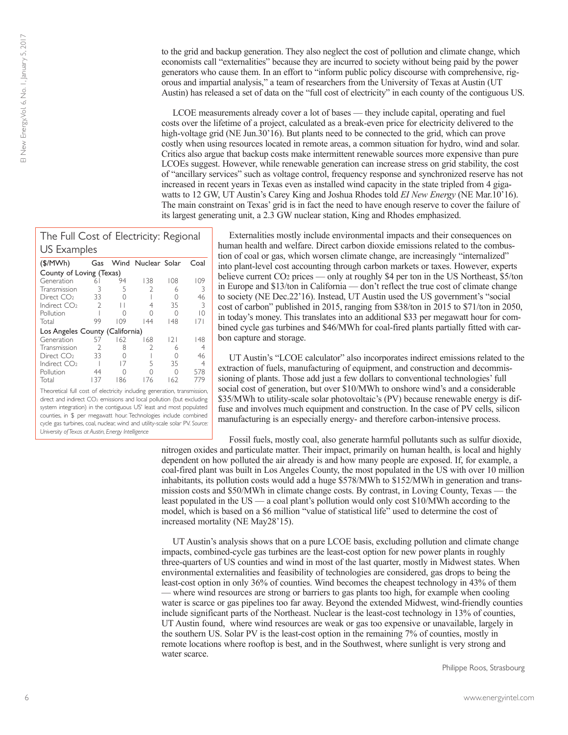to the grid and backup generation. They also neglect the cost of pollution and climate change, which economists call "externalities" because they are incurred to society without being paid by the power generators who cause them. In an effort to "inform public policy discourse with comprehensive, rigorous and impartial analysis," a team of researchers from the University of Texas at Austin (UT Austin) has released a set of data on the "full cost of electricity" in each county of the contiguous US.

LCOE measurements already cover a lot of bases — they include capital, operating and fuel costs over the lifetime of a project, calculated as a break-even price for electricity delivered to the high-voltage grid (NE Jun.30'16). But plants need to be connected to the grid, which can prove costly when using resources located in remote areas, a common situation for hydro, wind and solar. Critics also argue that backup costs make intermittent renewable sources more expensive than pure LCOEs suggest. However, while renewable generation can increase stress on grid stability, the cost of "ancillary services" such as voltage control, frequency response and synchronized reserve has not increased in recent years in Texas even as installed wind capacity in the state tripled from 4 gigawatts to 12 GW, UT Austin's Carey King and Joshua Rhodes told *EI New Energy* (NE Mar.10'16). The main constraint on Texas' grid is in fact the need to have enough reserve to cover the failure of its largest generating unit, a 2.3 GW nuclear station, King and Rhodes emphasized.

### The Full Cost of Electricity: Regional US Examples

| ($/MWh) | Gas | Wind | Nuclear | Solar | Coal |
|---|---|---|---|---|---|
| **County of Loving (Texas)** | | | | | |
| Generation | 61 | 94 | 138 | 108 | 109 |
| Transmission | 3 | 5 | 2 | 6 | 3 |
| Direct $CO_2$ | 33 | 0 | 1 | 0 | 46 |
| Indirect $CO_2$ | 2 | 11 | 4 | 35 | 3 |
| Pollution | 1 | 0 | 0 | 0 | 10 |
| Total | 99 | 109 | 144 | 148 | 171 |
| **Los Angeles County (California)** | | | | | |
| Generation | 57 | 162 | 168 | 121 | 148 |
| Transmission | 2 | 8 | 2 | 8 | 4 |
| Direct $CO_2$ | 33 | 0 | 1 | 0 | 46 |
| Indirect $CO_2$ | 1 | 17 | 5 | 35 | 4 |
| Pollution | 44 | 0 | 0 | 0 | 578 |
| Total | 137 | 186 | 176 | 162 | 779 |

Theoretical full cost of electricity including generation, transmission, direct and indirect $CO_2$ emissions and local pollution (but excluding system integration) in the contiguous US' least and most populated counties, in $ per megawatt hour. Technologies include combined cycle gas turbines, coal, nuclear, wind and utility-scale solar PV. *Source: University of Texas at Austin, Energy Intelligence*

Externalities mostly include environmental impacts and their consequences on human health and welfare. Direct carbon dioxide emissions related to the combustion of coal or gas, which worsen climate change, are increasingly "internalized" into plant-level cost accounting through carbon markets or taxes. However, experts believe current $CO_2$ prices — only at roughly $4 per ton in the US Northeast, $5/ton in Europe and $13/ton in California — don't reflect the true cost of climate change to society (NE Dec.22'16). Instead, UT Austin used the US government's "social cost of carbon" published in 2015, ranging from $38/ton in 2015 to $71/ton in 2050, in today's money. This translates into an additional $33 per megawatt hour for combined cycle gas turbines and $46/MWh for coal-fired plants partially fitted with carbon capture and storage.

UT Austin's "LCOE calculator" also incorporates indirect emissions related to the extraction of fuels, manufacturing of equipment, and construction and decommissioning of plants. Those add just a few dollars to conventional technologies' full social cost of generation, but over $10/MWh to onshore wind's and a considerable $35/MWh to utility-scale solar photovoltaic's (PV) because renewable energy is diffuse and involves much equipment and construction. In the case of PV cells, silicon manufacturing is an especially energy- and therefore carbon-intensive process.

Fossil fuels, mostly coal, also generate harmful pollutants such as sulfur dioxide, nitrogen oxides and particulate matter. Their impact, primarily on human health, is local and highly dependent on how polluted the air already is and how many people are exposed. If, for example, a coal-fired plant was built in Los Angeles County, the most populated in the US with over 10 million inhabitants, its pollution costs would add a huge $578/MWh to $152/MWh in generation and transmission costs and $50/MWh in climate change costs. By contrast, in Loving County, Texas — the least populated in the US — a coal plant's pollution would only cost $10/MWh according to the model, which is based on a $6 million "value of statistical life" used to determine the cost of increased mortality (NE May28'15).

UT Austin's analysis shows that on a pure LCOE basis, excluding pollution and climate change impacts, combined-cycle gas turbines are the least-cost option for new power plants in roughly three-quarters of US counties and wind in most of the last quarter, mostly in Midwest states. When environmental externalities and feasibility of technologies are considered, gas drops to being the least-cost option in only 36% of counties. Wind becomes the cheapest technology in 43% of them — where wind resources are strong or barriers to gas plants too high, for example when cooling water is scarce or gas pipelines too far away. Beyond the extended Midwest, wind-friendly counties include significant parts of the Northeast. Nuclear is the least-cost technology in 13% of counties, UT Austin found, where wind resources are weak or gas too expensive or unavailable, largely in the southern US. Solar PV is the least-cost option in the remaining 7% of counties, mostly in remote locations where rooftop is best, and in the Southwest, where sunlight is very strong and water scarce.

Philippe Roos, Strasbourg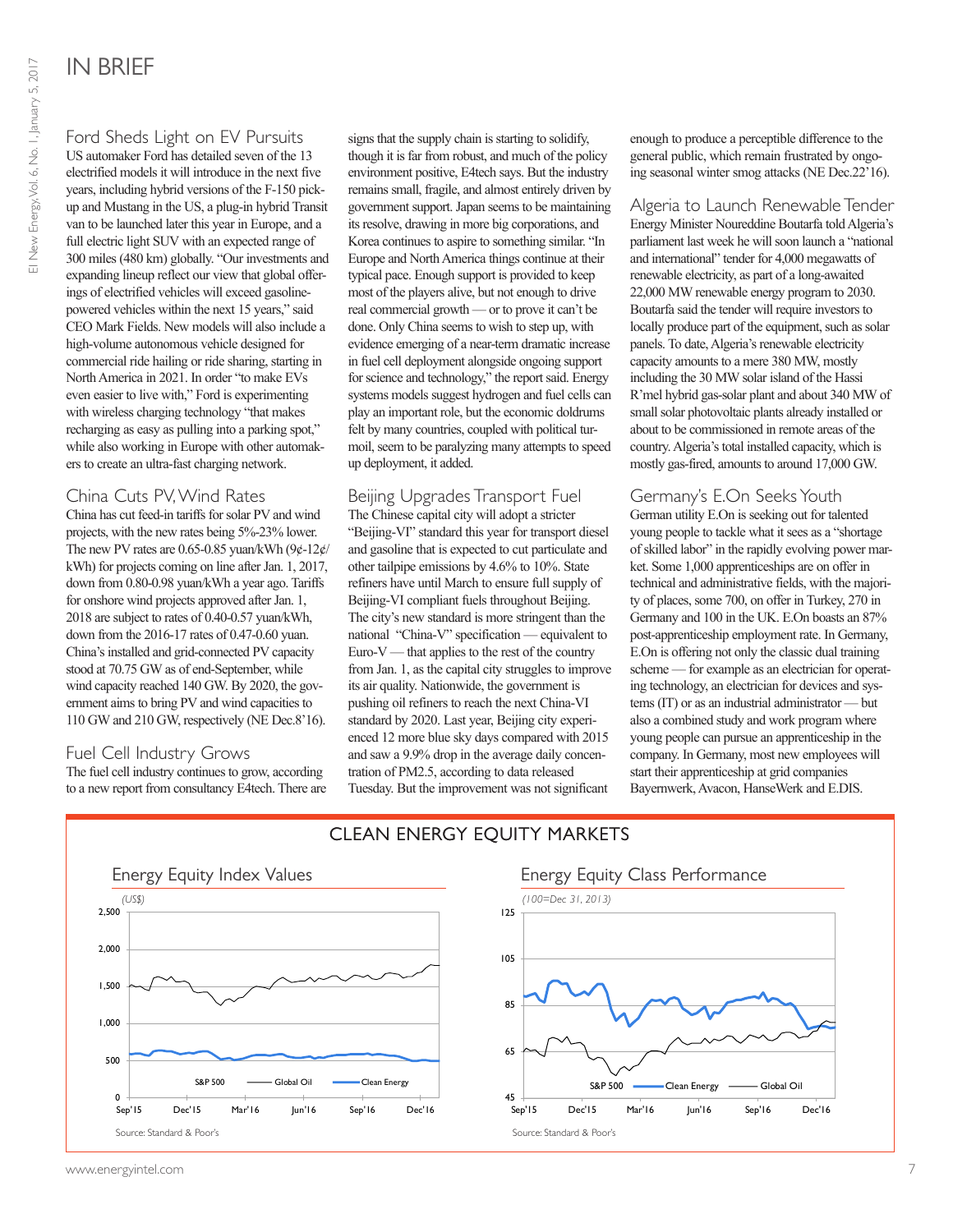# IN BRIEF

## Ford Sheds Light on EV Pursuits

US automaker Ford has detailed seven of the 13 electrified models it will introduce in the next five years, including hybrid versions of the F-150 pickup and Mustang in the US, a plug-in hybrid Transit van to be launched later this year in Europe, and a full electric light SUV with an expected range of 300 miles (480 km) globally. "Our investments and expanding lineup reflect our view that global offerings of electrified vehicles will exceed gasoline-powered vehicles within the next 15 years," said CEO Mark Fields. New models will also include a high-volume autonomous vehicle designed for commercial ride hailing or ride sharing, starting in North America in 2021. In order "to make EVs even easier to live with," Ford is experimenting with wireless charging technology "that makes recharging as easy as pulling into a parking spot," while also working in Europe with other automakers to create an ultra-fast charging network.

## China Cuts PV, Wind Rates

China has cut feed-in tariffs for solar PV and wind projects, with the new rates being 5%-23% lower. The new PV rates are 0.65-0.85 yuan/kWh (9¢-12¢/kWh) for projects coming on line after Jan. 1, 2017, down from 0.80-0.98 yuan/kWh a year ago. Tariffs for onshore wind projects approved after Jan. 1, 2018 are subject to rates of 0.40-0.57 yuan/kWh, down from the 2016-17 rates of 0.47-0.60 yuan. China's installed and grid-connected PV capacity stood at 70.75 GW as of end-September, while wind capacity reached 140 GW. By 2020, the government aims to bring PV and wind capacities to 110 GW and 210 GW, respectively (NE Dec.8'16).

## Fuel Cell Industry Grows

The fuel cell industry continues to grow, according to a new report from consultancy E4tech. There are signs that the supply chain is starting to solidify, though it is far from robust, and much of the policy environment positive, E4tech says. But the industry remains small, fragile, and almost entirely driven by government support. Japan seems to be maintaining its resolve, drawing in more big corporations, and Korea continues to aspire to something similar. "In Europe and North America things continue at their typical pace. Enough support is provided to keep most of the players alive, but not enough to drive real commercial growth — or to prove it can't be done. Only China seems to wish to step up, with evidence emerging of a near-term dramatic increase in fuel cell deployment alongside ongoing support for science and technology," the report said. Energy systems models suggest hydrogen and fuel cells can play an important role, but the economic doldrums felt by many countries, coupled with political turmoil, seem to be paralyzing many attempts to speed up deployment, it added.

## Beijing Upgrades Transport Fuel

The Chinese capital city will adopt a stricter "Beijing-VI" standard this year for transport diesel and gasoline that is expected to cut particulate and other tailpipe emissions by 4.6% to 10%. State refiners have until March to ensure full supply of Beijing-VI compliant fuels throughout Beijing. The city's new standard is more stringent than the national "China-V" specification — equivalent to Euro-V — that applies to the rest of the country from Jan. 1, as the capital city struggles to improve its air quality. Nationwide, the government is pushing oil refiners to reach the next China-VI standard by 2020. Last year, Beijing city experienced 12 more blue sky days compared with 2015 and saw a 9.9% drop in the average daily concentration of PM2.5, according to data released Tuesday. But the improvement was not significant enough to produce a perceptible difference to the general public, which remain frustrated by ongoing seasonal winter smog attacks (NE Dec.22'16).

## Algeria to Launch Renewable Tender

Energy Minister Noureddine Boutarfa told Algeria's parliament last week he will soon launch a "national and international" tender for 4,000 megawatts of renewable electricity, as part of a long-awaited 22,000 MW renewable energy program to 2030. Boutarfa said the tender will require investors to locally produce part of the equipment, such as solar panels. To date, Algeria's renewable electricity capacity amounts to a mere 380 MW, mostly including the 30 MW solar island of the Hassi R'mel hybrid gas-solar plant and about 340 MW of small solar photovoltaic plants already installed or about to be commissioned in remote areas of the country. Algeria's total installed capacity, which is mostly gas-fired, amounts to around 17,000 GW.

## Germany's E.On Seeks Youth

German utility E.On is seeking out for talented young people to tackle what it sees as a "shortage of skilled labor" in the rapidly evolving power market. Some 1,000 apprenticeships are on offer in technical and administrative fields, with the majority of places, some 700, on offer in Turkey, 270 in Germany and 100 in the UK. E.On boasts an 87% post-apprenticeship employment rate. In Germany, E.On is offering not only the classic dual training scheme — for example as an electrician for operating technology, an electrician for devices and systems (IT) or as an industrial administrator — but also a combined study and work program where young people can pursue an apprenticeship in the company. In Germany, most new employees will start their apprenticeship at grid companies Bayernwerk, Avacon, HanseWerk and E.DIS.

## CLEAN ENERGY EQUITY MARKETS

### Energy Equity Index Values

(US$)

Legend: S&P 500 — Global Oil — Clean Energy

Source: Standard & Poor's

### Energy Equity Class Performance

(100=Dec 31, 2013)

Legend: S&P 500 — Clean Energy — Global Oil

Source: Standard & Poor's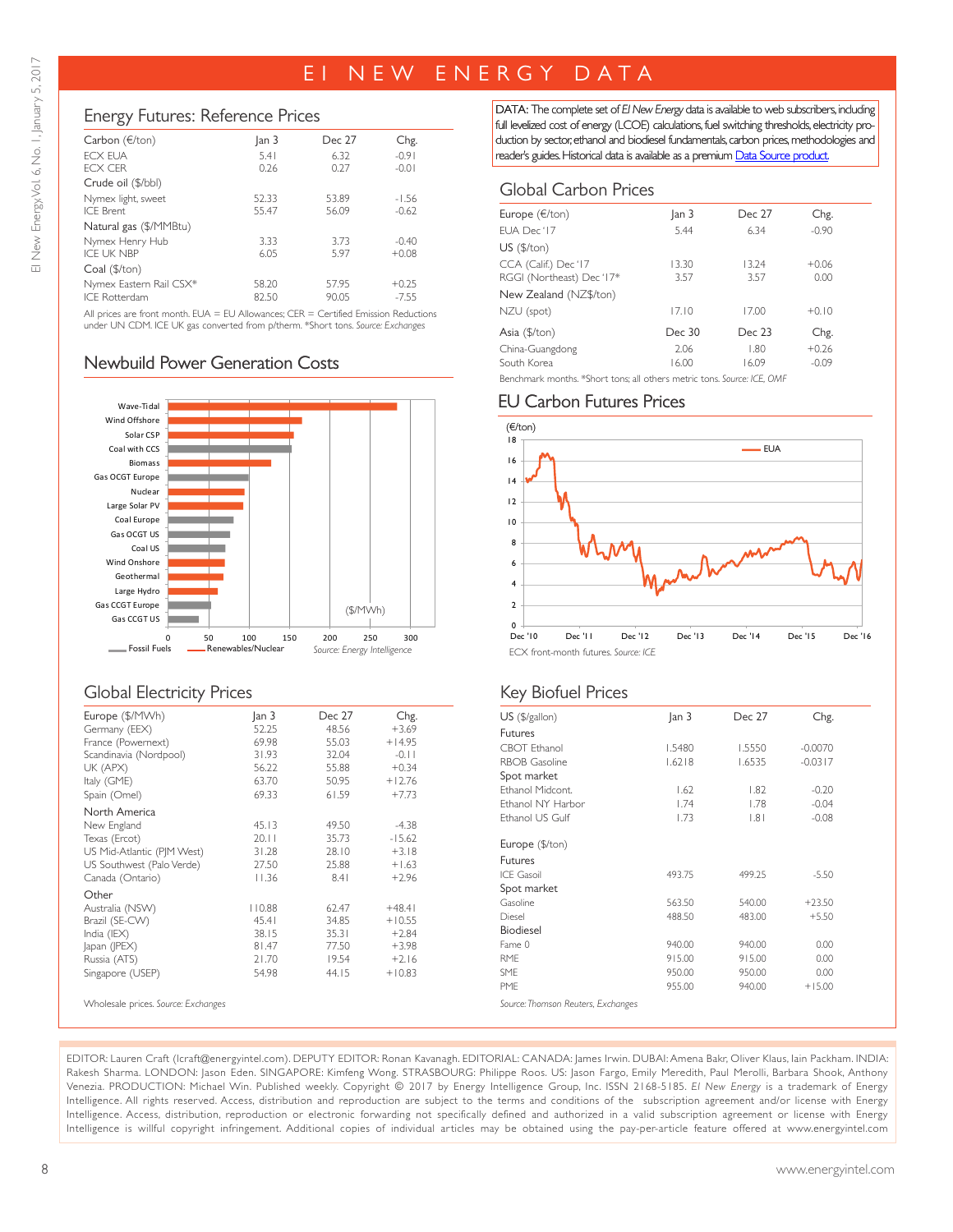# EI NEW ENERGY DATA

## Energy Futures: Reference Prices

| | Jan 3 | Dec 27 | Chg. |
|---|---|---|---|
| **Carbon (€/ton)** | | | |
| ECX EUA | 5.41 | 6.32 | -0.91 |
| ECX CER | 0.26 | 0.27 | -0.01 |
| **Crude oil ($/bbl)** | | | |
| Nymex light, sweet | 52.33 | 53.89 | -1.56 |
| ICE Brent | 55.47 | 56.09 | -0.62 |
| **Natural gas ($/MMBtu)** | | | |
| Nymex Henry Hub | 3.33 | 3.73 | -0.40 |
| ICE UK NBP | 6.05 | 5.97 | +0.08 |
| **Coal ($/ton)** | | | |
| Nymex Eastern Rail CSX* | 58.20 | 57.95 | +0.25 |
| ICE Rotterdam | 82.50 | 90.05 | -7.55 |

All prices are front month. EUA = EU Allowances; CER = Certified Emission Reductions under UN CDM. ICE UK gas converted from p/therm. *Short tons. *Source: Exchanges*

## Newbuild Power Generation Costs

Wave-Tidal
Wind Offshore
Solar CSP
Coal with CCS
Biomass
Gas OCGT Europe
Nuclear
Large Solar PV
Coal Europe
Gas OCGT US
Coal US
Wind Onshore
Geothermal
Large Hydro
Gas CCGT Europe
Gas CCGT US

0 50 100 150 200 250 300

($/MWh)

Fossil Fuels — Renewables/Nuclear

*Source: Energy Intelligence*

## Global Electricity Prices

| | Jan 3 | Dec 27 | Chg. |
|---|---|---|---|
| **Europe ($/MWh)** | | | |
| Germany (EEX) | 52.25 | 48.56 | +3.69 |
| France (Powernext) | 69.98 | 55.03 | +14.95 |
| Scandinavia (Nordpool) | 31.93 | 32.04 | -0.11 |
| UK (APX) | 56.22 | 55.88 | +0.34 |
| Italy (GME) | 63.70 | 50.95 | +12.76 |
| Spain (Omel) | 69.33 | 61.59 | +7.73 |
| **North America** | | | |
| New England | 45.13 | 49.50 | -4.38 |
| Texas (Ercot) | 20.11 | 35.73 | -15.62 |
| US Mid-Atlantic (PJM West) | 31.28 | 28.10 | +3.18 |
| US Southwest (Palo Verde) | 27.50 | 25.88 | +1.63 |
| Canada (Ontario) | 11.36 | 8.41 | +2.96 |
| **Other** | | | |
| Australia (NSW) | 110.88 | 62.47 | +48.41 |
| Brazil (SE-CW) | 45.41 | 34.85 | +10.55 |
| India (IEX) | 38.15 | 35.31 | +2.84 |
| Japan (JPEX) | 81.47 | 77.50 | +3.98 |
| Russia (ATS) | 21.70 | 19.54 | +2.16 |
| Singapore (USEP) | 54.98 | 44.15 | +10.83 |

Wholesale prices. *Source: Exchanges*

DATA: The complete set of *EI New Energy* data is available to web subscribers, including full levelized cost of energy (LCOE) calculations, fuel switching thresholds, electricity production by sector, ethanol and biodiesel fundamentals, carbon prices, methodologies and reader's guides. Historical data is available as a premium Data Source product.

## Global Carbon Prices

| | Jan 3 | Dec 27 | Chg. |
|---|---|---|---|
| **Europe (€/ton)** | | | |
| EUA Dec '17 | 5.44 | 6.34 | -0.90 |
| **US ($/ton)** | | | |
| CCA (Calif.) Dec '17 | 13.30 | 13.24 | +0.06 |
| RGGI (Northeast) Dec '17* | 3.57 | 3.57 | 0.00 |
| **New Zealand (NZ$/ton)** | | | |
| NZU (spot) | 17.10 | 17.00 | +0.10 |
| **Asia ($/ton)** | **Dec 30** | **Dec 23** | **Chg.** |
| China-Guangdong | 2.06 | 1.80 | +0.26 |
| South Korea | 16.00 | 16.09 | -0.09 |

Benchmark months. *Short tons; all others metric tons. *Source: ICE, OMF*

## EU Carbon Futures Prices

(€/ton)

18 16 14 12 10 8 6 4 2 0

EUA

Dec '10 Dec '11 Dec '12 Dec '13 Dec '14 Dec '15 Dec '16

ECX front-month futures. *Source: ICE*

## Key Biofuel Prices

| | Jan 3 | Dec 27 | Chg. |
|---|---|---|---|
| **US ($/gallon)** | | | |
| **Futures** | | | |
| CBOT Ethanol | 1.5480 | 1.5550 | -0.0070 |
| RBOB Gasoline | 1.6218 | 1.6535 | -0.0317 |
| **Spot market** | | | |
| Ethanol Midcont. | 1.62 | 1.82 | -0.20 |
| Ethanol NY Harbor | 1.74 | 1.78 | -0.04 |
| Ethanol US Gulf | 1.73 | 1.81 | -0.08 |
| **Europe ($/ton)** | | | |
| **Futures** | | | |
| ICE Gasoil | 493.75 | 499.25 | -5.50 |
| **Spot market** | | | |
| Gasoline | 563.50 | 540.00 | +23.50 |
| Diesel | 488.50 | 483.00 | +5.50 |
| **Biodiesel** | | | |
| Fame 0 | 940.00 | 940.00 | 0.00 |
| RME | 915.00 | 915.00 | 0.00 |
| SME | 950.00 | 950.00 | 0.00 |
| PME | 955.00 | 940.00 | +15.00 |

*Source: Thomson Reuters, Exchanges*

EDITOR: Lauren Craft (lcraft@energyintel.com). DEPUTY EDITOR: Ronan Kavanagh. EDITORIAL: CANADA: James Irwin. DUBAI: Amena Bakr, Oliver Klaus, Iain Packham. INDIA: Rakesh Sharma. LONDON: Jason Eden. SINGAPORE: Kimfeng Wong. STRASBOURG: Philippe Roos. US: Jason Fargo, Emily Meredith, Paul Merolli, Barbara Shook, Anthony Venezia. PRODUCTION: Michael Win. Published weekly. Copyright © 2017 by Energy Intelligence Group, Inc. ISSN 2168-5185. *EI New Energy* is a trademark of Energy Intelligence. All rights reserved. Access, distribution and reproduction are subject to the terms and conditions of the subscription agreement and/or license with Energy Intelligence. Access, distribution, reproduction or electronic forwarding not specifically defined and authorized in a valid subscription agreement or license with Energy Intelligence is willful copyright infringement. Additional copies of individual articles may be obtained using the pay-per-article feature offered at www.energyintel.com